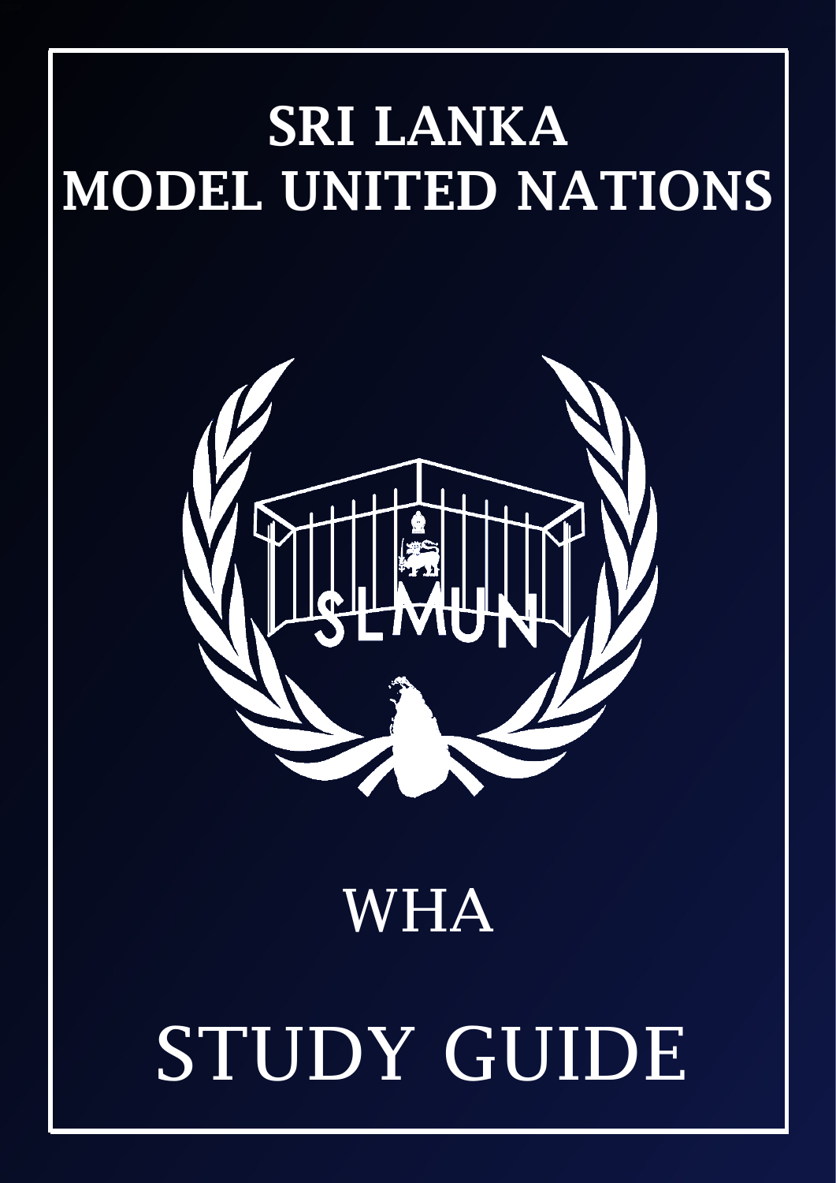# SRI LANKA MODEL UNITED NATIONS

SLMUN

## WHA

# STUDY GUIDE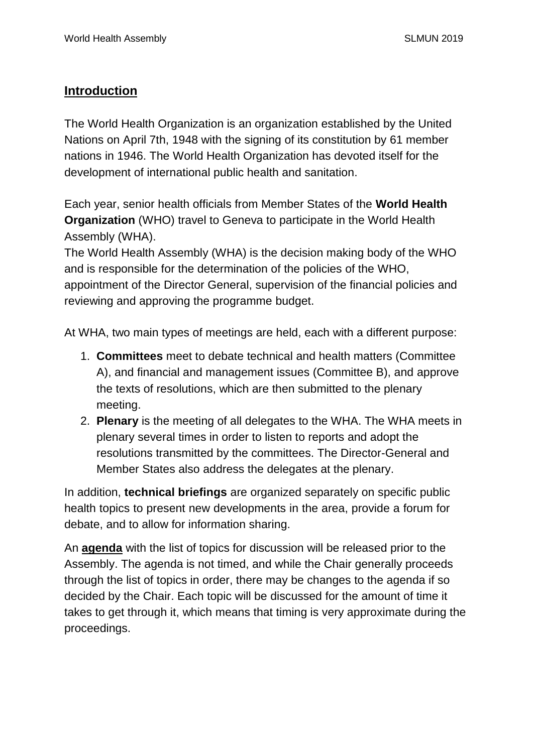## **Introduction**

The World Health Organization is an organization established by the United Nations on April 7th, 1948 with the signing of its constitution by 61 member nations in 1946. The World Health Organization has devoted itself for the development of international public health and sanitation.

Each year, senior health officials from Member States of the **World Health Organization** (WHO) travel to Geneva to participate in the World Health Assembly (WHA).
The World Health Assembly (WHA) is the decision making body of the WHO and is responsible for the determination of the policies of the WHO, appointment of the Director General, supervision of the financial policies and reviewing and approving the programme budget.

At WHA, two main types of meetings are held, each with a different purpose:

1. **Committees** meet to debate technical and health matters (Committee A), and financial and management issues (Committee B), and approve the texts of resolutions, which are then submitted to the plenary meeting.
2. **Plenary** is the meeting of all delegates to the WHA. The WHA meets in plenary several times in order to listen to reports and adopt the resolutions transmitted by the committees. The Director-General and Member States also address the delegates at the plenary.

In addition, **technical briefings** are organized separately on specific public health topics to present new developments in the area, provide a forum for debate, and to allow for information sharing.

An **agenda** with the list of topics for discussion will be released prior to the Assembly. The agenda is not timed, and while the Chair generally proceeds through the list of topics in order, there may be changes to the agenda if so decided by the Chair. Each topic will be discussed for the amount of time it takes to get through it, which means that timing is very approximate during the proceedings.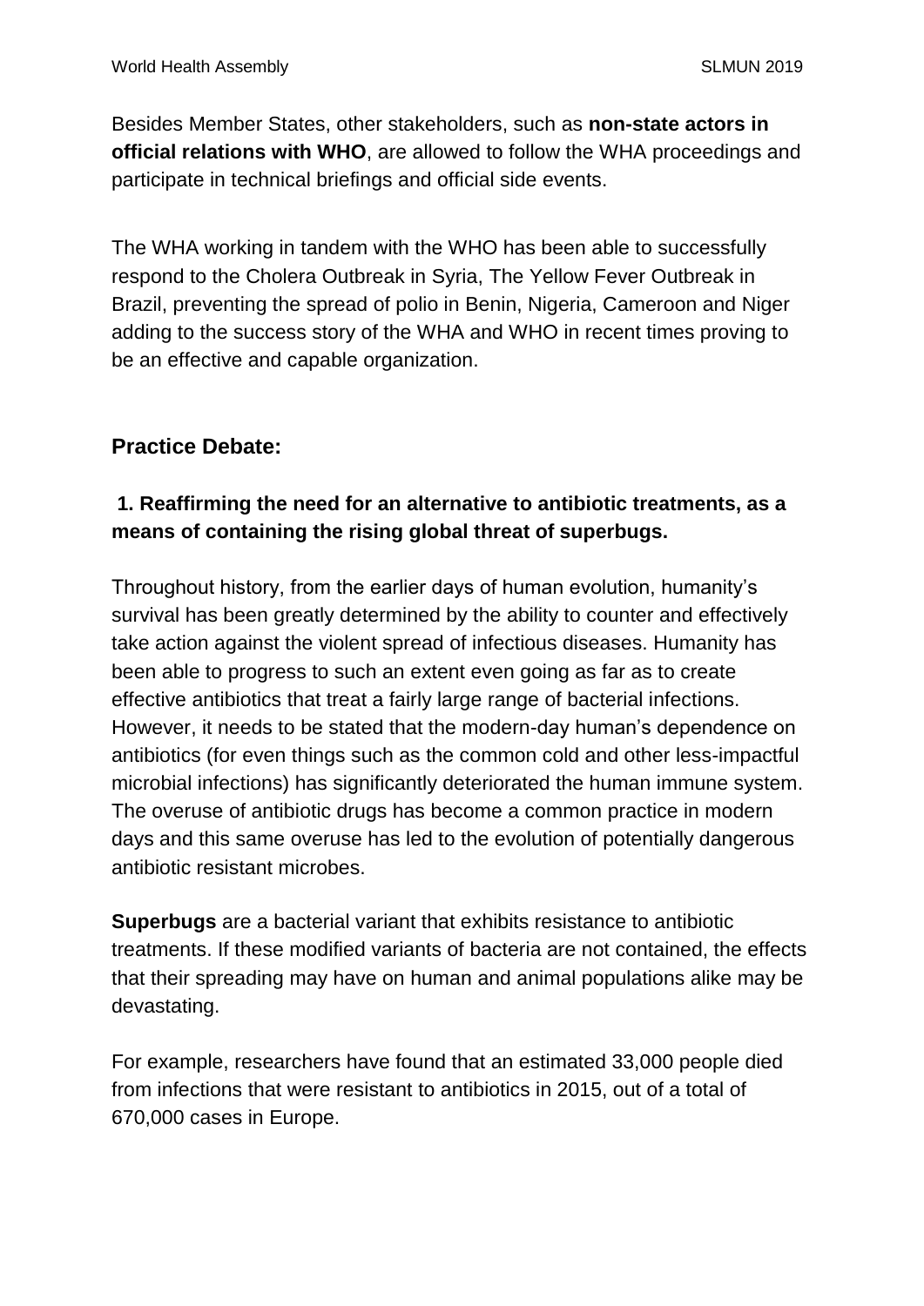Besides Member States, other stakeholders, such as **non-state actors in official relations with WHO**, are allowed to follow the WHA proceedings and participate in technical briefings and official side events.

The WHA working in tandem with the WHO has been able to successfully respond to the Cholera Outbreak in Syria, The Yellow Fever Outbreak in Brazil, preventing the spread of polio in Benin, Nigeria, Cameroon and Niger adding to the success story of the WHA and WHO in recent times proving to be an effective and capable organization.

## Practice Debate:

### 1. Reaffirming the need for an alternative to antibiotic treatments, as a means of containing the rising global threat of superbugs.

Throughout history, from the earlier days of human evolution, humanity's survival has been greatly determined by the ability to counter and effectively take action against the violent spread of infectious diseases. Humanity has been able to progress to such an extent even going as far as to create effective antibiotics that treat a fairly large range of bacterial infections. However, it needs to be stated that the modern-day human's dependence on antibiotics (for even things such as the common cold and other less-impactful microbial infections) has significantly deteriorated the human immune system. The overuse of antibiotic drugs has become a common practice in modern days and this same overuse has led to the evolution of potentially dangerous antibiotic resistant microbes.

**Superbugs** are a bacterial variant that exhibits resistance to antibiotic treatments. If these modified variants of bacteria are not contained, the effects that their spreading may have on human and animal populations alike may be devastating.

For example, researchers have found that an estimated 33,000 people died from infections that were resistant to antibiotics in 2015, out of a total of 670,000 cases in Europe.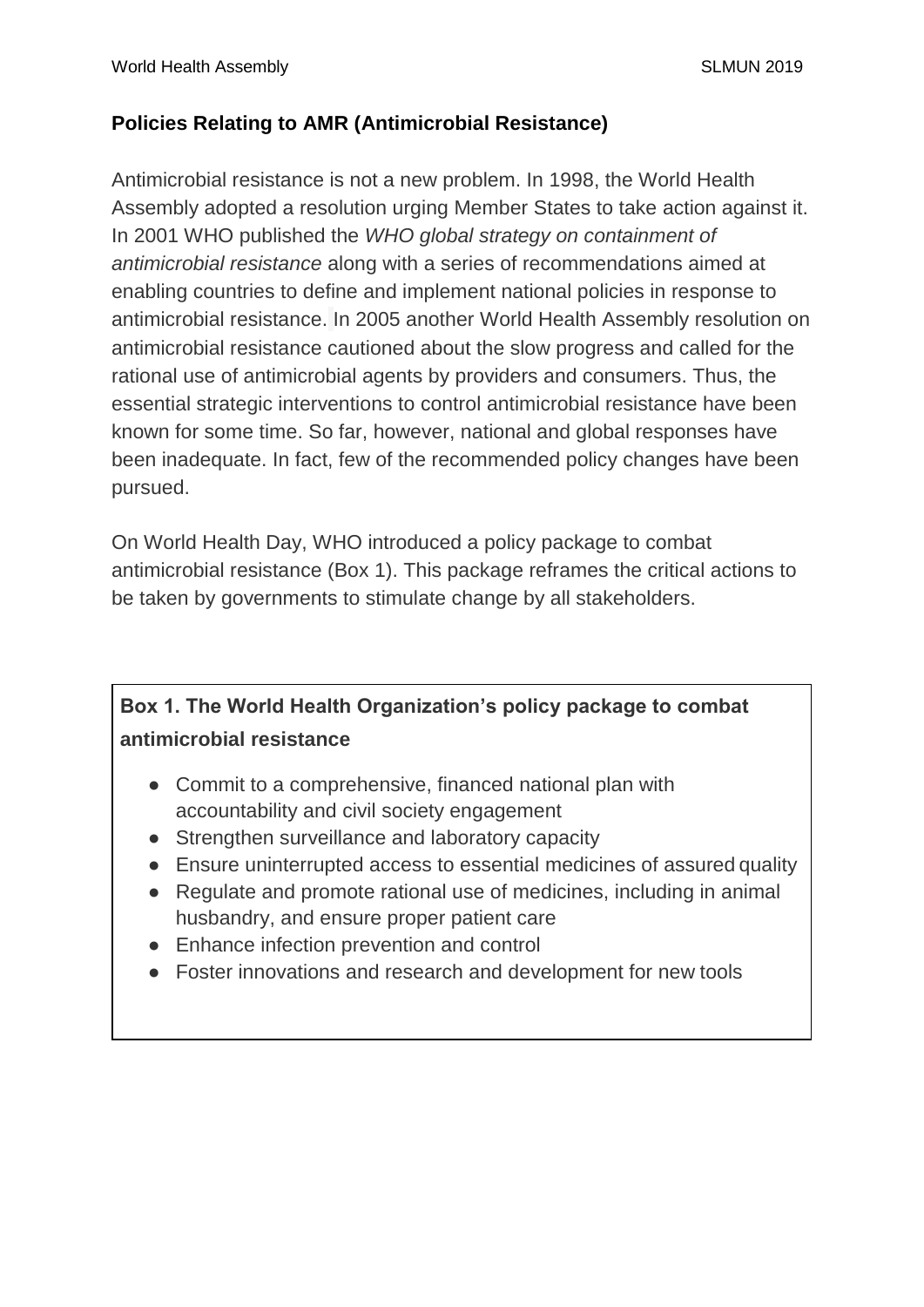## Policies Relating to AMR (Antimicrobial Resistance)

Antimicrobial resistance is not a new problem. In 1998, the World Health Assembly adopted a resolution urging Member States to take action against it. In 2001 WHO published the *WHO global strategy on containment of antimicrobial resistance* along with a series of recommendations aimed at enabling countries to define and implement national policies in response to antimicrobial resistance. In 2005 another World Health Assembly resolution on antimicrobial resistance cautioned about the slow progress and called for the rational use of antimicrobial agents by providers and consumers. Thus, the essential strategic interventions to control antimicrobial resistance have been known for some time. So far, however, national and global responses have been inadequate. In fact, few of the recommended policy changes have been pursued.

On World Health Day, WHO introduced a policy package to combat antimicrobial resistance (Box 1). This package reframes the critical actions to be taken by governments to stimulate change by all stakeholders.

**Box 1. The World Health Organization's policy package to combat antimicrobial resistance**

- Commit to a comprehensive, financed national plan with accountability and civil society engagement
- Strengthen surveillance and laboratory capacity
- Ensure uninterrupted access to essential medicines of assured quality
- Regulate and promote rational use of medicines, including in animal husbandry, and ensure proper patient care
- Enhance infection prevention and control
- Foster innovations and research and development for new tools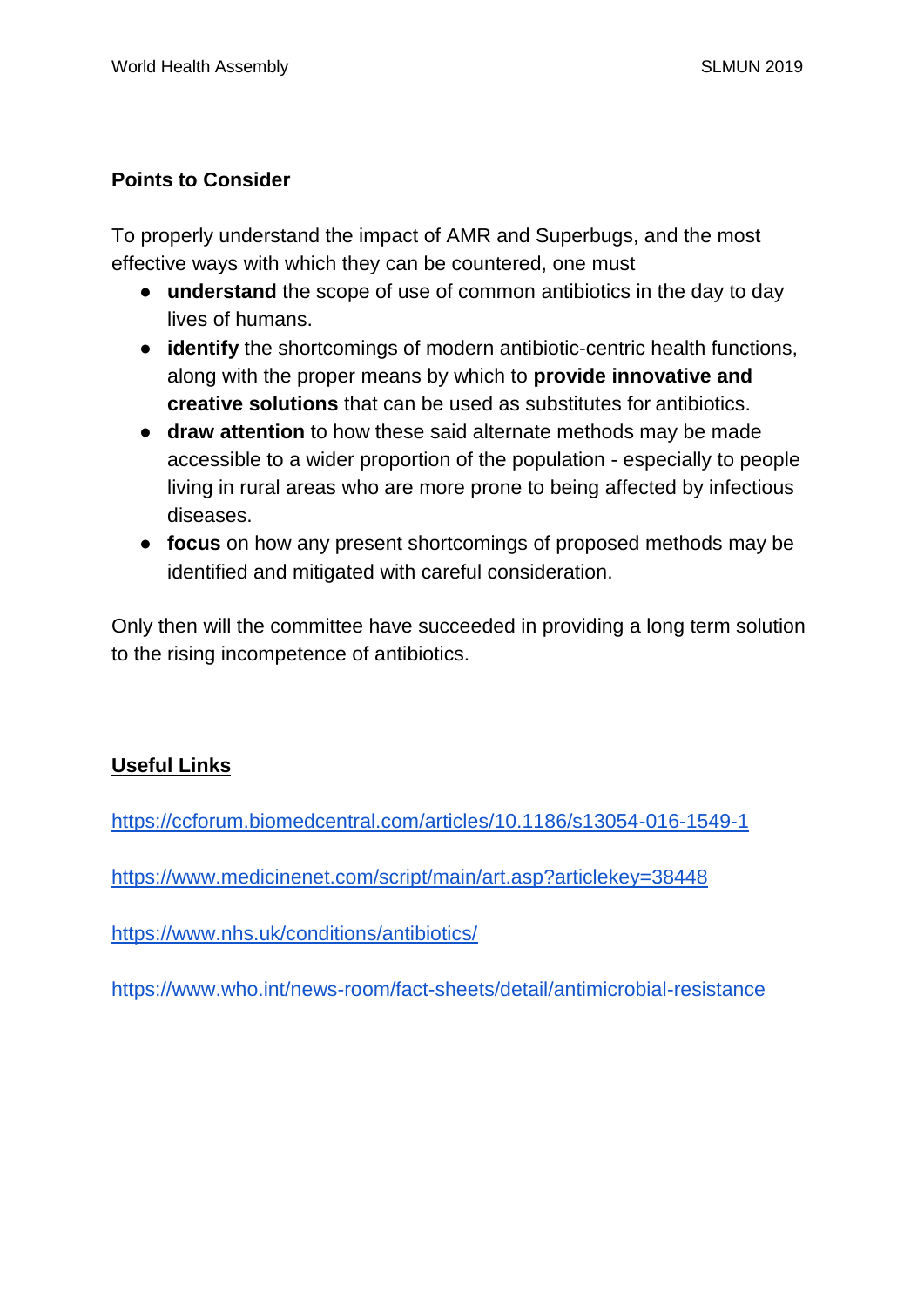**Points to Consider**

To properly understand the impact of AMR and Superbugs, and the most effective ways with which they can be countered, one must

- **understand** the scope of use of common antibiotics in the day to day lives of humans.
- **identify** the shortcomings of modern antibiotic-centric health functions, along with the proper means by which to **provide innovative and creative solutions** that can be used as substitutes for antibiotics.
- **draw attention** to how these said alternate methods may be made accessible to a wider proportion of the population - especially to people living in rural areas who are more prone to being affected by infectious diseases.
- **focus** on how any present shortcomings of proposed methods may be identified and mitigated with careful consideration.

Only then will the committee have succeeded in providing a long term solution to the rising incompetence of antibiotics.

**Useful Links**

https://ccforum.biomedcentral.com/articles/10.1186/s13054-016-1549-1

https://www.medicinenet.com/script/main/art.asp?articlekey=38448

https://www.nhs.uk/conditions/antibiotics/

https://www.who.int/news-room/fact-sheets/detail/antimicrobial-resistance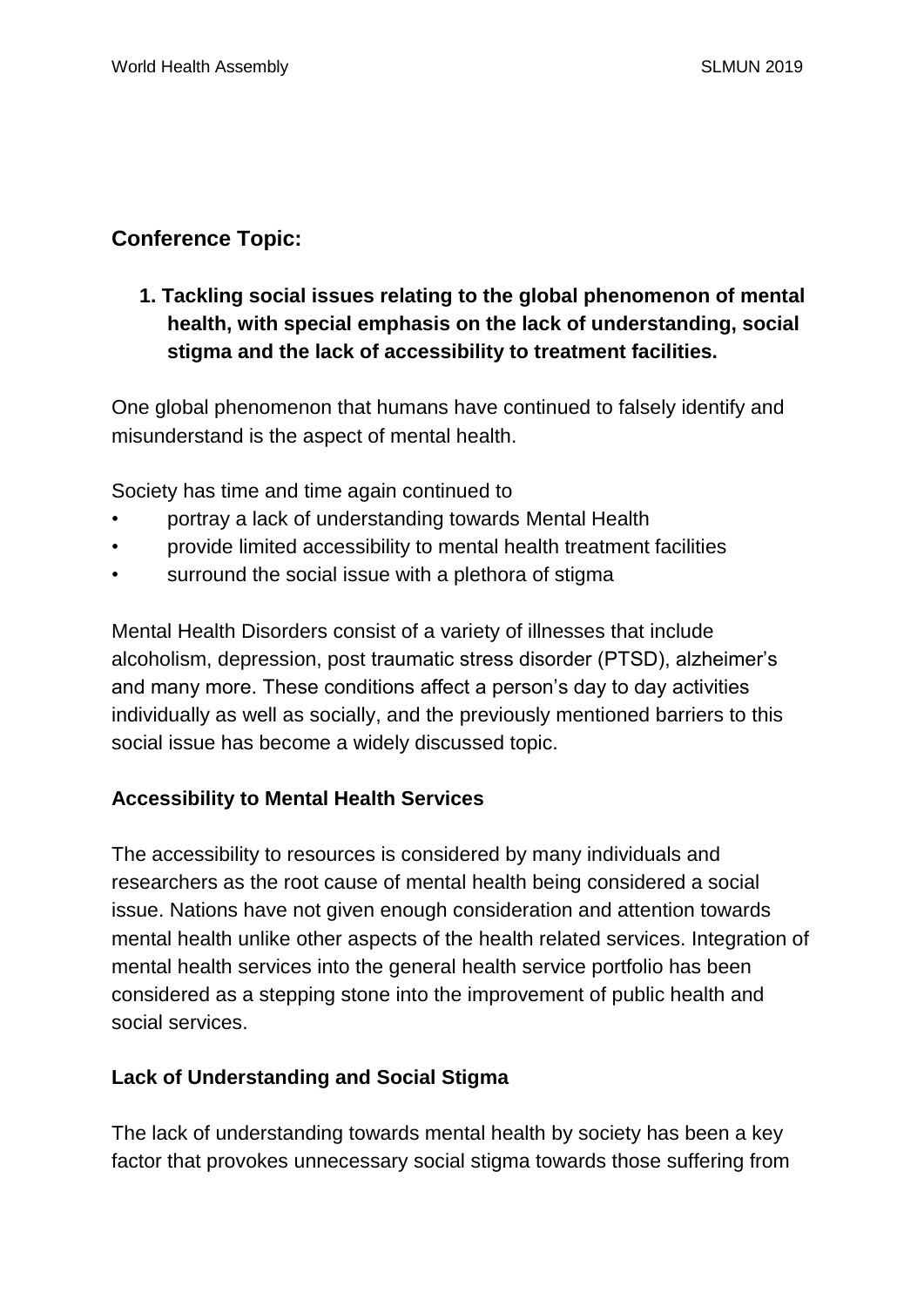## Conference Topic:

1. **Tackling social issues relating to the global phenomenon of mental health, with special emphasis on the lack of understanding, social stigma and the lack of accessibility to treatment facilities.**

One global phenomenon that humans have continued to falsely identify and misunderstand is the aspect of mental health.

Society has time and time again continued to

- portray a lack of understanding towards Mental Health
- provide limited accessibility to mental health treatment facilities
- surround the social issue with a plethora of stigma

Mental Health Disorders consist of a variety of illnesses that include alcoholism, depression, post traumatic stress disorder (PTSD), alzheimer's and many more. These conditions affect a person's day to day activities individually as well as socially, and the previously mentioned barriers to this social issue has become a widely discussed topic.

### Accessibility to Mental Health Services

The accessibility to resources is considered by many individuals and researchers as the root cause of mental health being considered a social issue. Nations have not given enough consideration and attention towards mental health unlike other aspects of the health related services. Integration of mental health services into the general health service portfolio has been considered as a stepping stone into the improvement of public health and social services.

### Lack of Understanding and Social Stigma

The lack of understanding towards mental health by society has been a key factor that provokes unnecessary social stigma towards those suffering from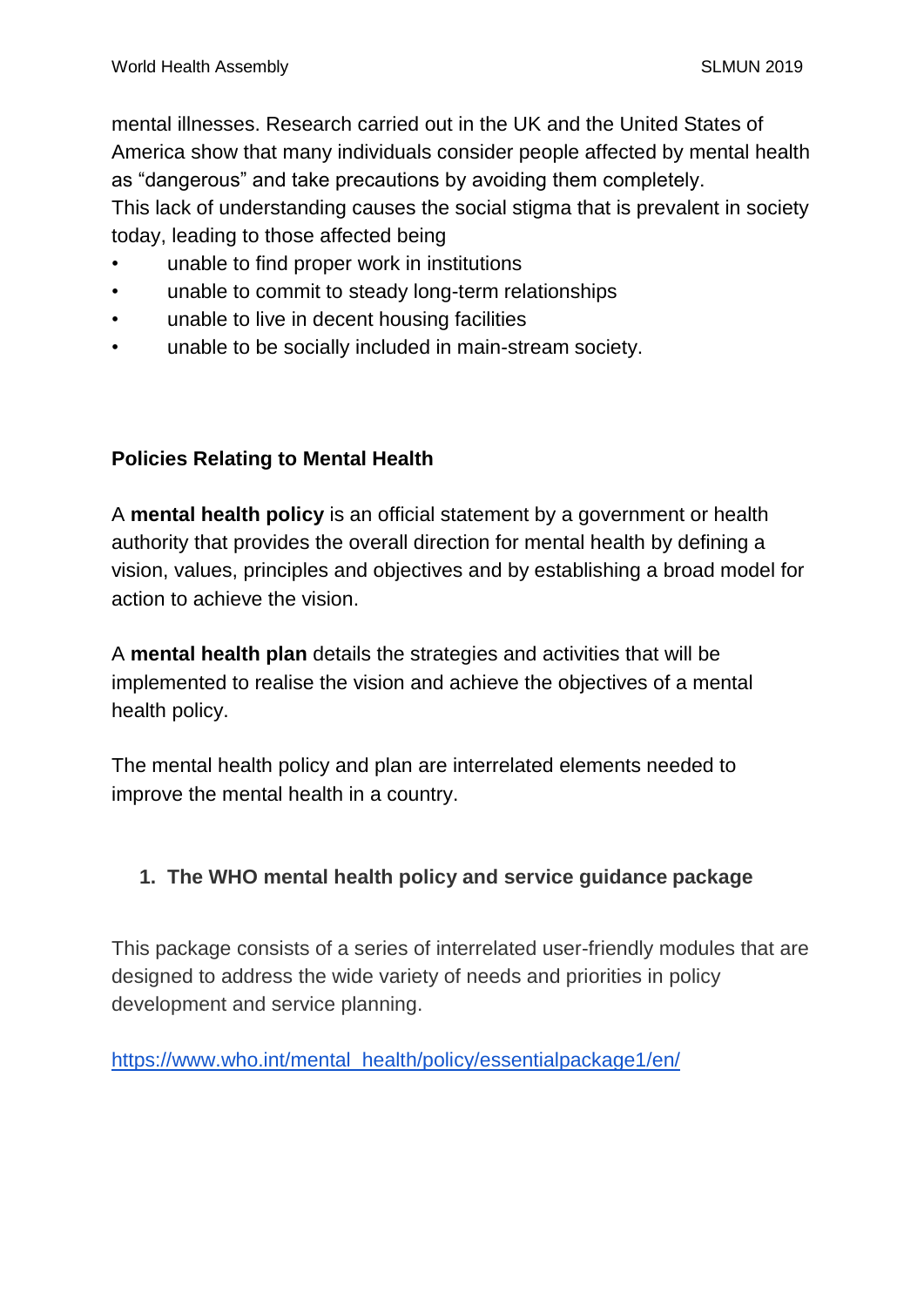mental illnesses. Research carried out in the UK and the United States of America show that many individuals consider people affected by mental health as "dangerous" and take precautions by avoiding them completely.
This lack of understanding causes the social stigma that is prevalent in society today, leading to those affected being

- unable to find proper work in institutions
- unable to commit to steady long-term relationships
- unable to live in decent housing facilities
- unable to be socially included in main-stream society.

**Policies Relating to Mental Health**

A **mental health policy** is an official statement by a government or health authority that provides the overall direction for mental health by defining a vision, values, principles and objectives and by establishing a broad model for action to achieve the vision.

A **mental health plan** details the strategies and activities that will be implemented to realise the vision and achieve the objectives of a mental health policy.

The mental health policy and plan are interrelated elements needed to improve the mental health in a country.

1. **The WHO mental health policy and service guidance package**

This package consists of a series of interrelated user-friendly modules that are designed to address the wide variety of needs and priorities in policy development and service planning.

https://www.who.int/mental_health/policy/essentialpackage1/en/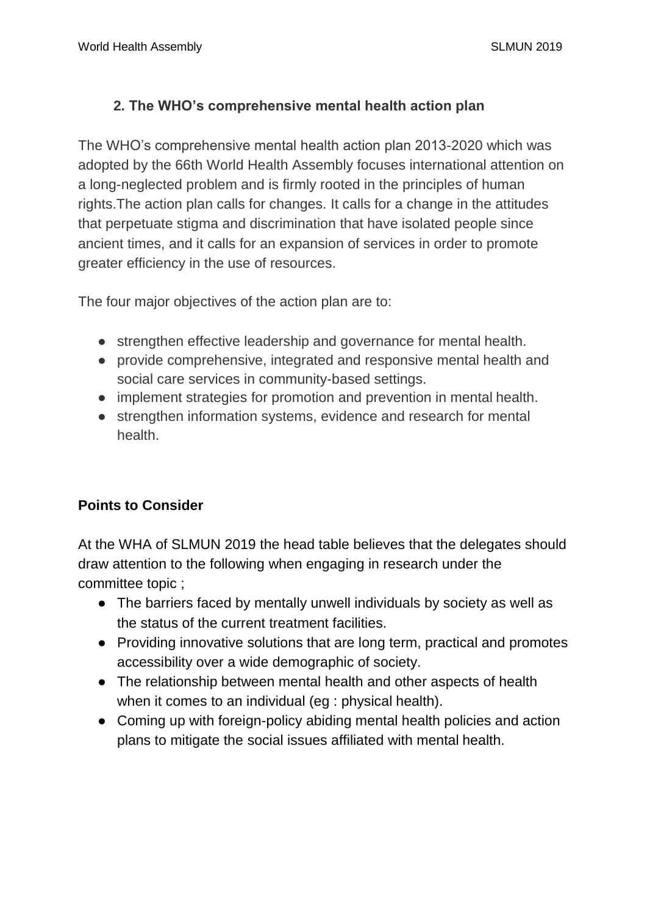## 2. The WHO's comprehensive mental health action plan

The WHO's comprehensive mental health action plan 2013-2020 which was adopted by the 66th World Health Assembly focuses international attention on a long-neglected problem and is firmly rooted in the principles of human rights.The action plan calls for changes. It calls for a change in the attitudes that perpetuate stigma and discrimination that have isolated people since ancient times, and it calls for an expansion of services in order to promote greater efficiency in the use of resources.

The four major objectives of the action plan are to:

- strengthen effective leadership and governance for mental health.
- provide comprehensive, integrated and responsive mental health and social care services in community-based settings.
- implement strategies for promotion and prevention in mental health.
- strengthen information systems, evidence and research for mental health.

### Points to Consider

At the WHA of SLMUN 2019 the head table believes that the delegates should draw attention to the following when engaging in research under the committee topic ;

- The barriers faced by mentally unwell individuals by society as well as the status of the current treatment facilities.
- Providing innovative solutions that are long term, practical and promotes accessibility over a wide demographic of society.
- The relationship between mental health and other aspects of health when it comes to an individual (eg : physical health).
- Coming up with foreign-policy abiding mental health policies and action plans to mitigate the social issues affiliated with mental health.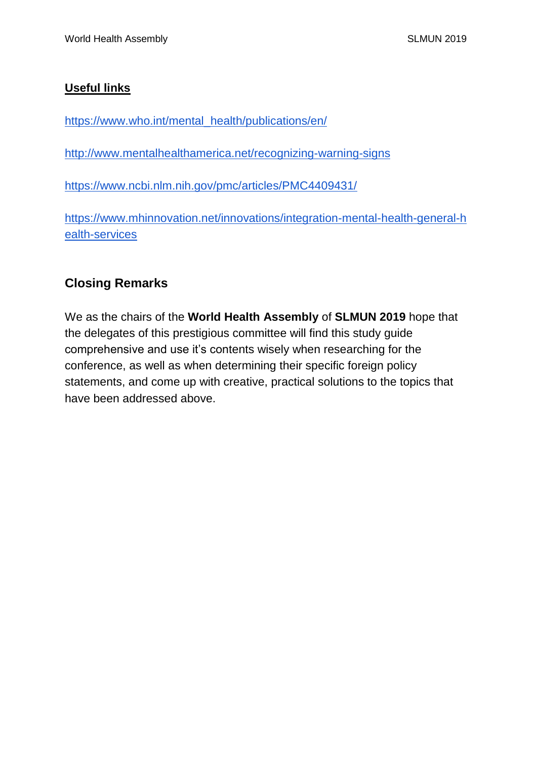## Useful links

https://www.who.int/mental_health/publications/en/

http://www.mentalhealthamerica.net/recognizing-warning-signs

https://www.ncbi.nlm.nih.gov/pmc/articles/PMC4409431/

https://www.mhinnovation.net/innovations/integration-mental-health-general-health-services

## Closing Remarks

We as the chairs of the **World Health Assembly** of **SLMUN 2019** hope that the delegates of this prestigious committee will find this study guide comprehensive and use it's contents wisely when researching for the conference, as well as when determining their specific foreign policy statements, and come up with creative, practical solutions to the topics that have been addressed above.